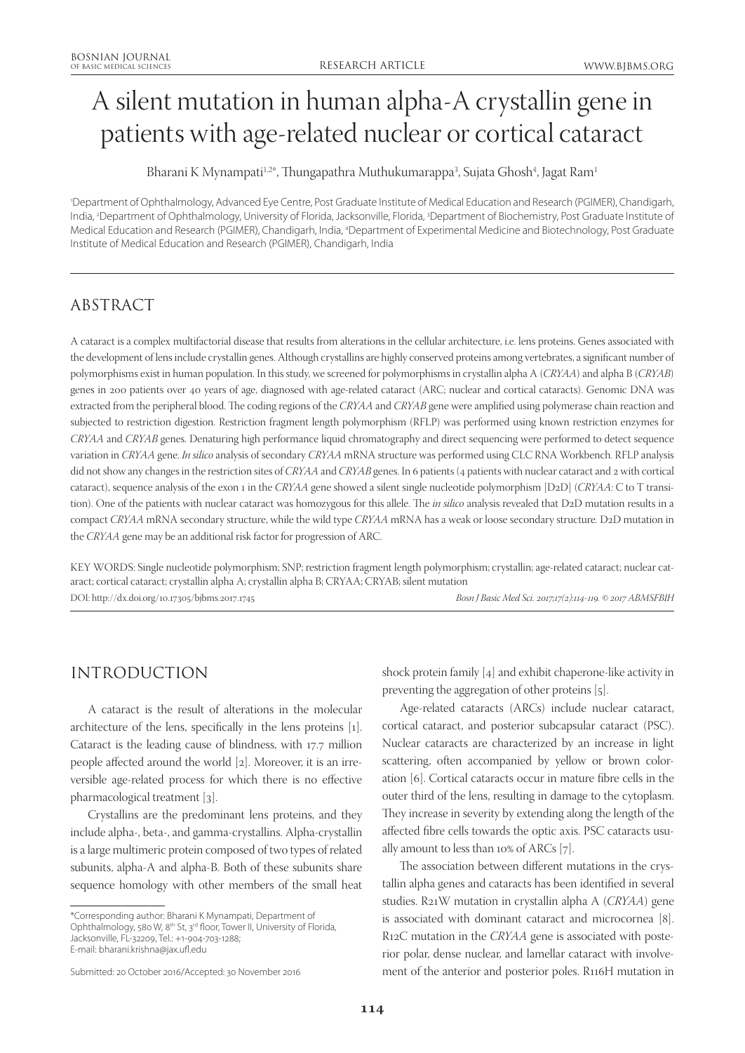# A silent mutation in human alpha-A crystallin gene in patients with age-related nuclear or cortical cataract

Bharani K Mynampati[1,2*], Thungapathra Muthukumarappa[3], Sujata Ghosh[4], Jagat Ram[1]

[1]Department of Ophthalmology, Advanced Eye Centre, Post Graduate Institute of Medical Education and Research (PGIMER), Chandigarh, India, [2]Department of Ophthalmology, University of Florida, Jacksonville, Florida, [3]Department of Biochemistry, Post Graduate Institute of Medical Education and Research (PGIMER), Chandigarh, India, [4]Department of Experimental Medicine and Biotechnology, Post Graduate Institute of Medical Education and Research (PGIMER), Chandigarh, India

## ABSTRACT

A cataract is a complex multifactorial disease that results from alterations in the cellular architecture, i.e. lens proteins. Genes associated with the development of lens include crystallin genes. Although crystallins are highly conserved proteins among vertebrates, a significant number of polymorphisms exist in human population. In this study, we screened for polymorphisms in crystallin alpha A (*CRYAA*) and alpha B (*CRYAB*) genes in 200 patients over 40 years of age, diagnosed with age-related cataract (ARC; nuclear and cortical cataracts). Genomic DNA was extracted from the peripheral blood. The coding regions of the *CRYAA* and *CRYAB* gene were amplified using polymerase chain reaction and subjected to restriction digestion. Restriction fragment length polymorphism (RFLP) was performed using known restriction enzymes for *CRYAA* and *CRYAB* genes. Denaturing high performance liquid chromatography and direct sequencing were performed to detect sequence variation in *CRYAA* gene. *In silico* analysis of secondary *CRYAA* mRNA structure was performed using CLC RNA Workbench. RFLP analysis did not show any changes in the restriction sites of *CRYAA* and *CRYAB* genes. In 6 patients (4 patients with nuclear cataract and 2 with cortical cataract), sequence analysis of the exon 1 in the *CRYAA* gene showed a silent single nucleotide polymorphism [D2D] (*CRYAA*: C to T transition). One of the patients with nuclear cataract was homozygous for this allele. The *in silico* analysis revealed that D2D mutation results in a compact *CRYAA* mRNA secondary structure, while the wild type *CRYAA* mRNA has a weak or loose secondary structure. D2D mutation in the *CRYAA* gene may be an additional risk factor for progression of ARC.

KEY WORDS: Single nucleotide polymorphism; SNP; restriction fragment length polymorphism; crystallin; age-related cataract; nuclear cataract; cortical cataract; crystallin alpha A; crystallin alpha B; CRYAA; CRYAB; silent mutation

DOI: http://dx.doi.org/10.17305/bjbms.2017.1745

*Bosn J Basic Med Sci. 2017;17(2):114-119. © 2017 ABMSFBIH*

## INTRODUCTION

A cataract is the result of alterations in the molecular architecture of the lens, specifically in the lens proteins [1]. Cataract is the leading cause of blindness, with 17.7 million people affected around the world [2]. Moreover, it is an irreversible age-related process for which there is no effective pharmacological treatment [3].

Crystallins are the predominant lens proteins, and they include alpha-, beta-, and gamma-crystallins. Alpha-crystallin is a large multimeric protein composed of two types of related subunits, alpha-A and alpha-B. Both of these subunits share sequence homology with other members of the small heat shock protein family [4] and exhibit chaperone-like activity in preventing the aggregation of other proteins [5].

Age-related cataracts (ARCs) include nuclear cataract, cortical cataract, and posterior subcapsular cataract (PSC). Nuclear cataracts are characterized by an increase in light scattering, often accompanied by yellow or brown coloration [6]. Cortical cataracts occur in mature fibre cells in the outer third of the lens, resulting in damage to the cytoplasm. They increase in severity by extending along the length of the affected fibre cells towards the optic axis. PSC cataracts usually amount to less than 10% of ARCs [7].

The association between different mutations in the crystallin alpha genes and cataracts has been identified in several studies. R21W mutation in crystallin alpha A (*CRYAA*) gene is associated with dominant cataract and microcornea [8]. R12C mutation in the *CRYAA* gene is associated with posterior polar, dense nuclear, and lamellar cataract with involvement of the anterior and posterior poles. R116H mutation in

*Corresponding author: Bharani K Mynampati, Department of Ophthalmology, 580 W, 8th St, 3rd floor, Tower II, University of Florida, Jacksonville, FL-32209, Tel.: +1-904-703-1288; E-mail: bharani.krishna@jax.ufl.edu

Submitted: 20 October 2016/Accepted: 30 November 2016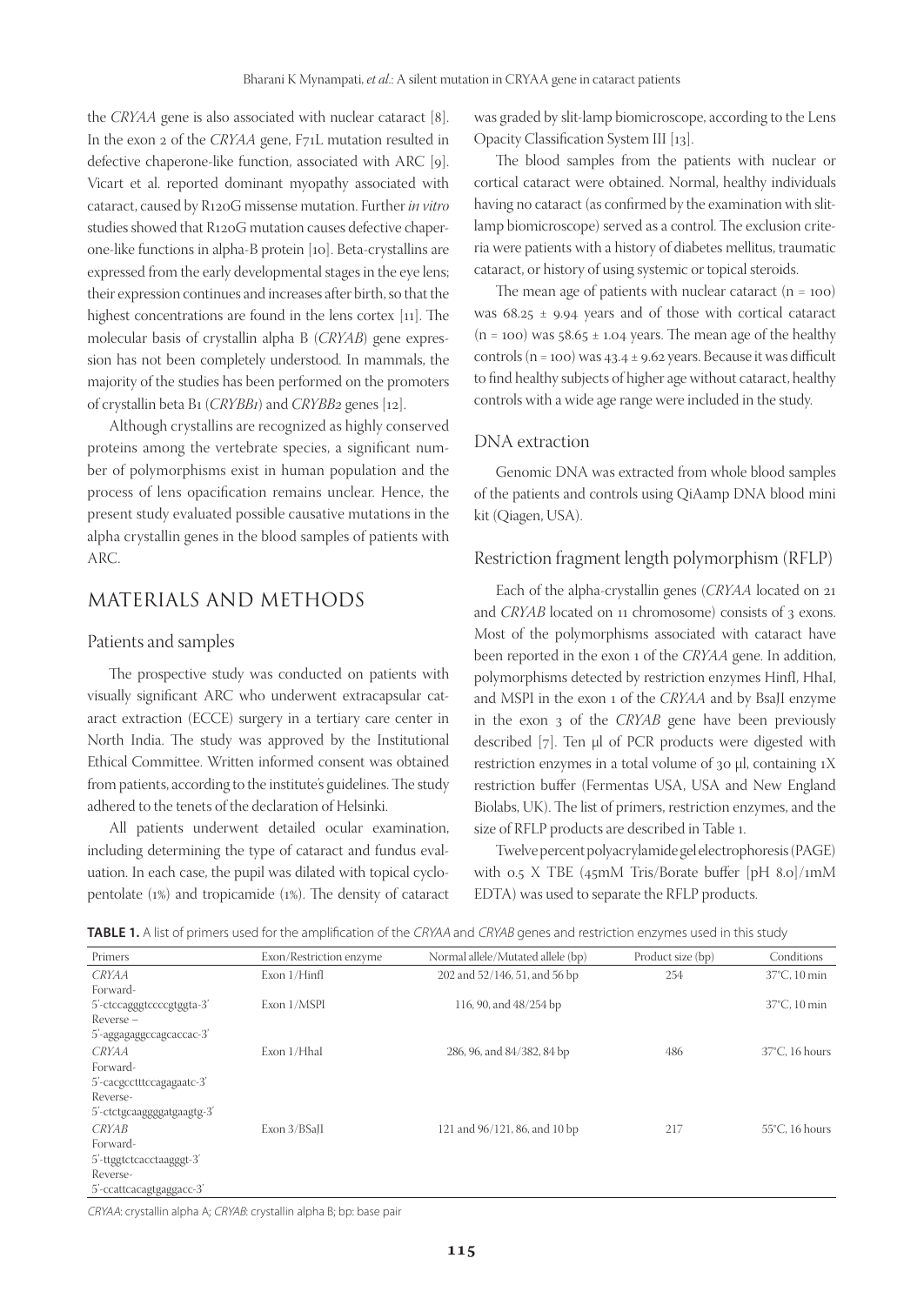the *CRYAA* gene is also associated with nuclear cataract [8]. In the exon 2 of the *CRYAA* gene, F71L mutation resulted in defective chaperone-like function, associated with ARC [9]. Vicart et al. reported dominant myopathy associated with cataract, caused by R120G missense mutation. Further *in vitro* studies showed that R120G mutation causes defective chaperone-like functions in alpha-B protein [10]. Beta-crystallins are expressed from the early developmental stages in the eye lens; their expression continues and increases after birth, so that the highest concentrations are found in the lens cortex [11]. The molecular basis of crystallin alpha B (*CRYAB*) gene expression has not been completely understood. In mammals, the majority of the studies has been performed on the promoters of crystallin beta B1 (*CRYBB1*) and *CRYBB2* genes [12].

Although crystallins are recognized as highly conserved proteins among the vertebrate species, a significant number of polymorphisms exist in human population and the process of lens opacification remains unclear. Hence, the present study evaluated possible causative mutations in the alpha crystallin genes in the blood samples of patients with ARC.

## MATERIALS AND METHODS

### Patients and samples

The prospective study was conducted on patients with visually significant ARC who underwent extracapsular cataract extraction (ECCE) surgery in a tertiary care center in North India. The study was approved by the Institutional Ethical Committee. Written informed consent was obtained from patients, according to the institute's guidelines. The study adhered to the tenets of the declaration of Helsinki.

All patients underwent detailed ocular examination, including determining the type of cataract and fundus evaluation. In each case, the pupil was dilated with topical cyclopentolate (1%) and tropicamide (1%). The density of cataract was graded by slit-lamp biomicroscope, according to the Lens Opacity Classification System III [13].

The blood samples from the patients with nuclear or cortical cataract were obtained. Normal, healthy individuals having no cataract (as confirmed by the examination with slit-lamp biomicroscope) served as a control. The exclusion criteria were patients with a history of diabetes mellitus, traumatic cataract, or history of using systemic or topical steroids.

The mean age of patients with nuclear cataract ($n = 100$) was $68.25 \pm 9.94$ years and of those with cortical cataract ($n = 100$) was $58.65 \pm 1.04$ years. The mean age of the healthy controls ($n = 100$) was $43.4 \pm 9.62$ years. Because it was difficult to find healthy subjects of higher age without cataract, healthy controls with a wide age range were included in the study.

### DNA extraction

Genomic DNA was extracted from whole blood samples of the patients and controls using QiAamp DNA blood mini kit (Qiagen, USA).

### Restriction fragment length polymorphism (RFLP)

Each of the alpha-crystallin genes (*CRYAA* located on 21 and *CRYAB* located on 11 chromosome) consists of 3 exons. Most of the polymorphisms associated with cataract have been reported in the exon 1 of the *CRYAA* gene. In addition, polymorphisms detected by restriction enzymes HinfI, HhaI, and MSPI in the exon 1 of the *CRYAA* and by BsaJI enzyme in the exon 3 of the *CRYAB* gene have been previously described [7]. Ten µl of PCR products were digested with restriction enzymes in a total volume of 30 µl, containing 1X restriction buffer (Fermentas USA, USA and New England Biolabs, UK). The list of primers, restriction enzymes, and the size of RFLP products are described in Table 1.

Twelve percent polyacrylamide gel electrophoresis (PAGE) with 0.5 X TBE (45mM Tris/Borate buffer [pH 8.0]/1mM EDTA) was used to separate the RFLP products.

**TABLE 1.** A list of primers used for the amplification of the *CRYAA* and *CRYAB* genes and restriction enzymes used in this study

| Primers | Exon/Restriction enzyme | Normal allele/Mutated allele (bp) | Product size (bp) | Conditions |
|---|---|---|---|---|
| *CRYAA* Forward- 5'-ctccagggtccccgtggta-3' Reverse – 5'-aggagaggccagcaccac-3' | Exon 1/HinfI | 202 and 52/146, 51, and 56 bp | 254 | 37°C, 10 min |
| | Exon 1/MSPI | 116, 90, and 48/254 bp | | 37°C, 10 min |
| *CRYAA* Forward- 5'-cacgcctttccagagaatc-3' Reverse- 5'-ctctgcaaggggatgaagtg-3' | Exon 1/HhaI | 286, 96, and 84/382, 84 bp | 486 | 37°C, 16 hours |
| *CRYAB* Forward- 5'-ttggtctcacctaagggt-3' Reverse- 5'-ccattcacagtgaggacc-3' | Exon 3/BSaJI | 121 and 96/121, 86, and 10 bp | 217 | 55°C, 16 hours |

*CRYAA*: crystallin alpha A; *CRYAB*: crystallin alpha B; bp: base pair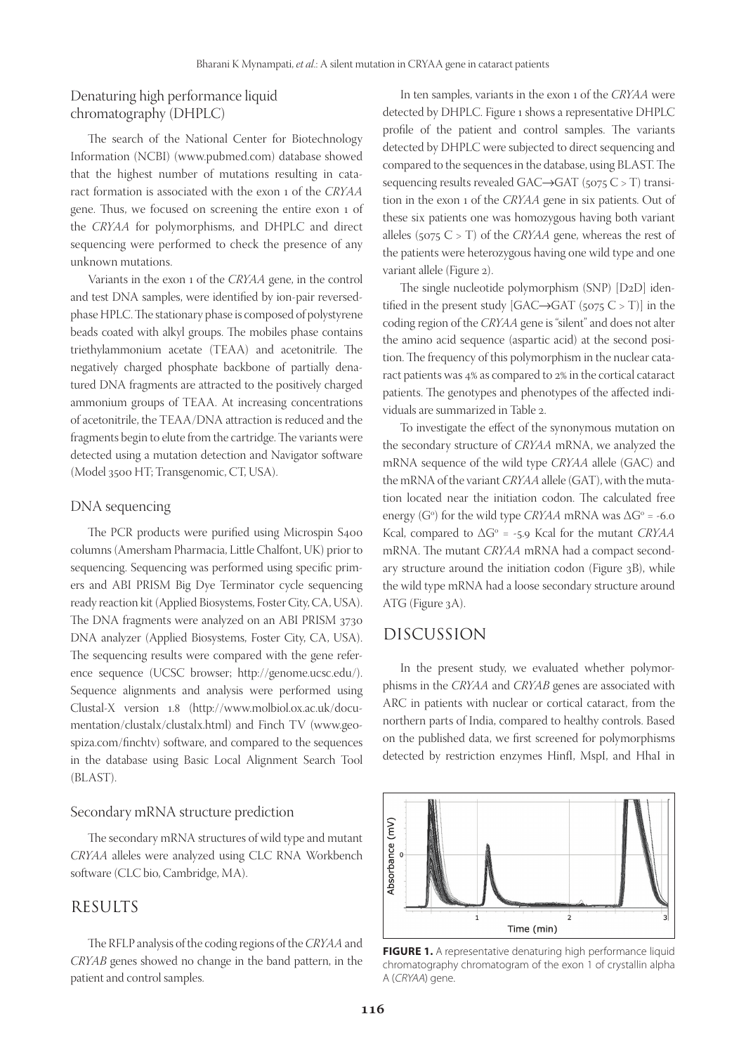## Denaturing high performance liquid chromatography (DHPLC)

The search of the National Center for Biotechnology Information (NCBI) (www.pubmed.com) database showed that the highest number of mutations resulting in cataract formation is associated with the exon 1 of the *CRYAA* gene. Thus, we focused on screening the entire exon 1 of the *CRYAA* for polymorphisms, and DHPLC and direct sequencing were performed to check the presence of any unknown mutations.

Variants in the exon 1 of the *CRYAA* gene, in the control and test DNA samples, were identified by ion-pair reversed-phase HPLC. The stationary phase is composed of polystyrene beads coated with alkyl groups. The mobiles phase contains triethylammonium acetate (TEAA) and acetonitrile. The negatively charged phosphate backbone of partially denatured DNA fragments are attracted to the positively charged ammonium groups of TEAA. At increasing concentrations of acetonitrile, the TEAA/DNA attraction is reduced and the fragments begin to elute from the cartridge. The variants were detected using a mutation detection and Navigator software (Model 3500 HT; Transgenomic, CT, USA).

## DNA sequencing

The PCR products were purified using Microspin S400 columns (Amersham Pharmacia, Little Chalfont, UK) prior to sequencing. Sequencing was performed using specific primers and ABI PRISM Big Dye Terminator cycle sequencing ready reaction kit (Applied Biosystems, Foster City, CA, USA). The DNA fragments were analyzed on an ABI PRISM 3730 DNA analyzer (Applied Biosystems, Foster City, CA, USA). The sequencing results were compared with the gene reference sequence (UCSC browser; http://genome.ucsc.edu/). Sequence alignments and analysis were performed using Clustal-X version 1.8 (http://www.molbiol.ox.ac.uk/documentation/clustalx/clustalx.html) and Finch TV (www.geospiza.com/finchtv) software, and compared to the sequences in the database using Basic Local Alignment Search Tool (BLAST).

## Secondary mRNA structure prediction

The secondary mRNA structures of wild type and mutant *CRYAA* alleles were analyzed using CLC RNA Workbench software (CLC bio, Cambridge, MA).

# RESULTS

The RFLP analysis of the coding regions of the *CRYAA* and *CRYAB* genes showed no change in the band pattern, in the patient and control samples.

In ten samples, variants in the exon 1 of the *CRYAA* were detected by DHPLC. Figure 1 shows a representative DHPLC profile of the patient and control samples. The variants detected by DHPLC were subjected to direct sequencing and compared to the sequences in the database, using BLAST. The sequencing results revealed GAC→GAT (5075 C > T) transition in the exon 1 of the *CRYAA* gene in six patients. Out of these six patients one was homozygous having both variant alleles (5075 C > T) of the *CRYAA* gene, whereas the rest of the patients were heterozygous having one wild type and one variant allele (Figure 2).

The single nucleotide polymorphism (SNP) [D2D] identified in the present study [GAC→GAT (5075 C > T)] in the coding region of the *CRYAA* gene is "silent" and does not alter the amino acid sequence (aspartic acid) at the second position. The frequency of this polymorphism in the nuclear cataract patients was 4% as compared to 2% in the cortical cataract patients. The genotypes and phenotypes of the affected individuals are summarized in Table 2.

To investigate the effect of the synonymous mutation on the secondary structure of *CRYAA* mRNA, we analyzed the mRNA sequence of the wild type *CRYAA* allele (GAC) and the mRNA of the variant *CRYAA* allele (GAT), with the mutation located near the initiation codon. The calculated free energy ($G^o$) for the wild type *CRYAA* mRNA was $\Delta G^o = -6.0$ Kcal, compared to $\Delta G^o = -5.9$ Kcal for the mutant *CRYAA* mRNA. The mutant *CRYAA* mRNA had a compact secondary structure around the initiation codon (Figure 3B), while the wild type mRNA had a loose secondary structure around ATG (Figure 3A).

# DISCUSSION

In the present study, we evaluated whether polymorphisms in the *CRYAA* and *CRYAB* genes are associated with ARC in patients with nuclear or cortical cataract, from the northern parts of India, compared to healthy controls. Based on the published data, we first screened for polymorphisms detected by restriction enzymes HinfI, MspI, and HhaI in

**FIGURE 1.** A representative denaturing high performance liquid chromatography chromatogram of the exon 1 of crystallin alpha A (*CRYAA*) gene.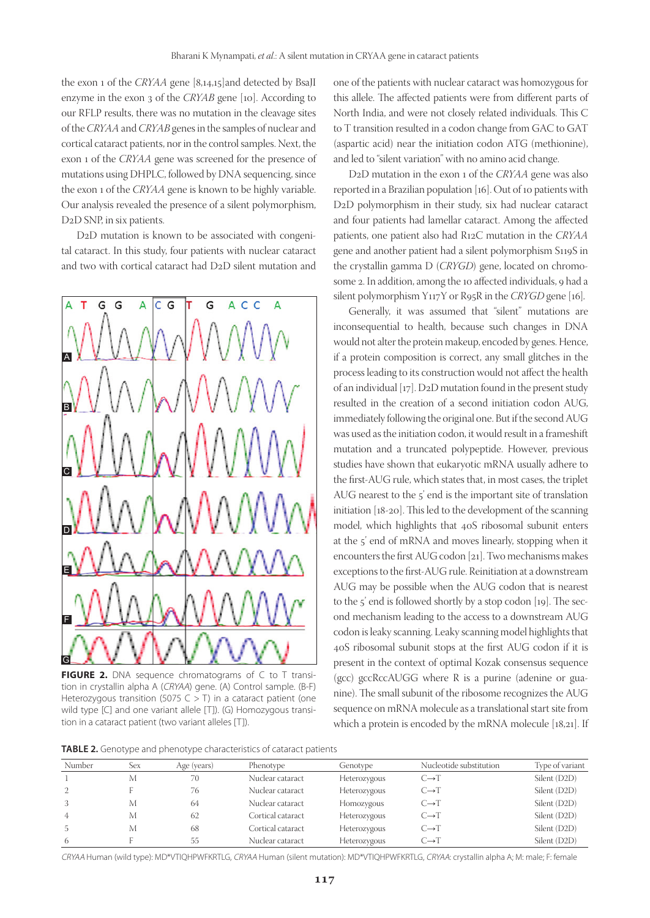the exon 1 of the *CRYAA* gene [8,14,15]and detected by BsaJI enzyme in the exon 3 of the *CRYAB* gene [10]. According to our RFLP results, there was no mutation in the cleavage sites of the *CRYAA* and *CRYAB* genes in the samples of nuclear and cortical cataract patients, nor in the control samples. Next, the exon 1 of the *CRYAA* gene was screened for the presence of mutations using DHPLC, followed by DNA sequencing, since the exon 1 of the *CRYAA* gene is known to be highly variable. Our analysis revealed the presence of a silent polymorphism, D2D SNP, in six patients.

D2D mutation is known to be associated with congenital cataract. In this study, four patients with nuclear cataract and two with cortical cataract had D2D silent mutation and one of the patients with nuclear cataract was homozygous for this allele. The affected patients were from different parts of North India, and were not closely related individuals. This C to T transition resulted in a codon change from GAC to GAT (aspartic acid) near the initiation codon ATG (methionine), and led to "silent variation" with no amino acid change.

**FIGURE 2.** DNA sequence chromatograms of C to T transition in crystallin alpha A (*CRYAA*) gene. (A) Control sample. (B-F) Heterozygous transition (5075 C > T) in a cataract patient (one wild type [C] and one variant allele [T]). (G) Homozygous transition in a cataract patient (two variant alleles [T]).

D2D mutation in the exon 1 of the *CRYAA* gene was also reported in a Brazilian population [16]. Out of 10 patients with D2D polymorphism in their study, six had nuclear cataract and four patients had lamellar cataract. Among the affected patients, one patient also had R12C mutation in the *CRYAA* gene and another patient had a silent polymorphism S119S in the crystallin gamma D (*CRYGD*) gene, located on chromosome 2. In addition, among the 10 affected individuals, 9 had a silent polymorphism Y117Y or R95R in the *CRYGD* gene [16].

Generally, it was assumed that "silent" mutations are inconsequential to health, because such changes in DNA would not alter the protein makeup, encoded by genes. Hence, if a protein composition is correct, any small glitches in the process leading to its construction would not affect the health of an individual [17]. D2D mutation found in the present study resulted in the creation of a second initiation codon AUG, immediately following the original one. But if the second AUG was used as the initiation codon, it would result in a frameshift mutation and a truncated polypeptide. However, previous studies have shown that eukaryotic mRNA usually adhere to the first-AUG rule, which states that, in most cases, the triplet AUG nearest to the 5′ end is the important site of translation initiation [18-20]. This led to the development of the scanning model, which highlights that 40S ribosomal subunit enters at the 5′ end of mRNA and moves linearly, stopping when it encounters the first AUG codon [21]. Two mechanisms makes exceptions to the first-AUG rule. Reinitiation at a downstream AUG may be possible when the AUG codon that is nearest to the 5′ end is followed shortly by a stop codon [19]. The second mechanism leading to the access to a downstream AUG codon is leaky scanning. Leaky scanning model highlights that 40S ribosomal subunit stops at the first AUG codon if it is present in the context of optimal Kozak consensus sequence (gcc) gccRccAUGG where R is a purine (adenine or guanine). The small subunit of the ribosome recognizes the AUG sequence on mRNA molecule as a translational start site from which a protein is encoded by the mRNA molecule [18,21]. If

**TABLE 2.** Genotype and phenotype characteristics of cataract patients

| Number | Sex | Age (years) | Phenotype | Genotype | Nucleotide substitution | Type of variant |
|---|---|---|---|---|---|---|
| 1 | M | 70 | Nuclear cataract | Heterozygous | C→T | Silent (D2D) |
| 2 | F | 76 | Nuclear cataract | Heterozygous | C→T | Silent (D2D) |
| 3 | M | 64 | Nuclear cataract | Homozygous | C→T | Silent (D2D) |
| 4 | M | 62 | Cortical cataract | Heterozygous | C→T | Silent (D2D) |
| 5 | M | 68 | Cortical cataract | Heterozygous | C→T | Silent (D2D) |
| 6 | F | 55 | Nuclear cataract | Heterozygous | C→T | Silent (D2D) |

*CRYAA* Human (wild type): MD*VTIQHPWFKRTLG, *CRYAA* Human (silent mutation): MD*VTIQHPWFKRTLG, *CRYAA*: crystallin alpha A; M: male; F: female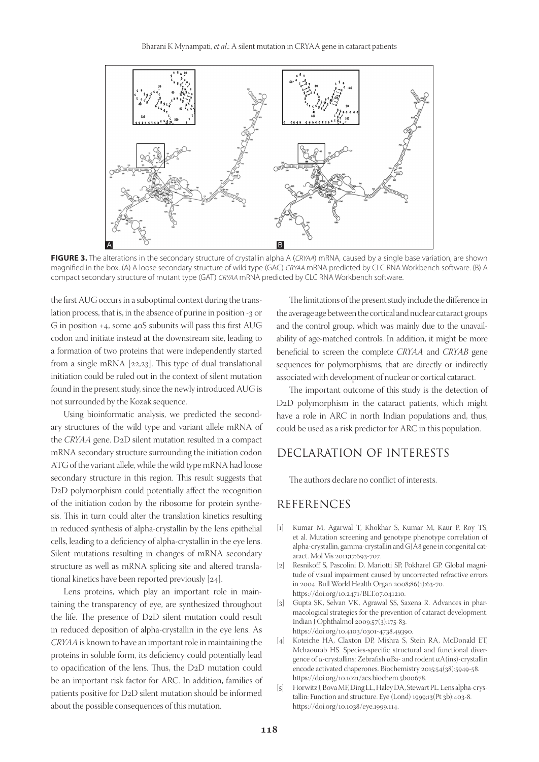**FIGURE 3.** The alterations in the secondary structure of crystallin alpha A (*CRYAA*) mRNA, caused by a single base variation, are shown magnified in the box. (A) A loose secondary structure of wild type (GAC) *CRYAA* mRNA predicted by CLC RNA Workbench software. (B) A compact secondary structure of mutant type (GAT) *CRYAA* mRNA predicted by CLC RNA Workbench software.

the first AUG occurs in a suboptimal context during the translation process, that is, in the absence of purine in position -3 or G in position +4, some 40S subunits will pass this first AUG codon and initiate instead at the downstream site, leading to a formation of two proteins that were independently started from a single mRNA [22,23]. This type of dual translational initiation could be ruled out in the context of silent mutation found in the present study, since the newly introduced AUG is not surrounded by the Kozak sequence.

Using bioinformatic analysis, we predicted the secondary structures of the wild type and variant allele mRNA of the *CRYAA* gene. D2D silent mutation resulted in a compact mRNA secondary structure surrounding the initiation codon ATG of the variant allele, while the wild type mRNA had loose secondary structure in this region. This result suggests that D2D polymorphism could potentially affect the recognition of the initiation codon by the ribosome for protein synthesis. This in turn could alter the translation kinetics resulting in reduced synthesis of alpha-crystallin by the lens epithelial cells, leading to a deficiency of alpha-crystallin in the eye lens. Silent mutations resulting in changes of mRNA secondary structure as well as mRNA splicing site and altered translational kinetics have been reported previously [24].

Lens proteins, which play an important role in maintaining the transparency of eye, are synthesized throughout the life. The presence of D2D silent mutation could result in reduced deposition of alpha-crystallin in the eye lens. As *CRYAA* is known to have an important role in maintaining the proteins in soluble form, its deficiency could potentially lead to opacification of the lens. Thus, the D2D mutation could be an important risk factor for ARC. In addition, families of patients positive for D2D silent mutation should be informed about the possible consequences of this mutation.

The limitations of the present study include the difference in the average age between the cortical and nuclear cataract groups and the control group, which was mainly due to the unavailability of age-matched controls. In addition, it might be more beneficial to screen the complete *CRYAA* and *CRYAB* gene sequences for polymorphisms, that are directly or indirectly associated with development of nuclear or cortical cataract.

The important outcome of this study is the detection of D2D polymorphism in the cataract patients, which might have a role in ARC in north Indian populations and, thus, could be used as a risk predictor for ARC in this population.

## DECLARATION OF INTERESTS

The authors declare no conflict of interests.

## REFERENCES

[1] Kumar M, Agarwal T, Khokhar S, Kumar M, Kaur P, Roy TS, et al. Mutation screening and genotype phenotype correlation of alpha-crystallin, gamma-crystallin and GJA8 gene in congenital cataract. Mol Vis 2011;17:693-707.

[2] Resnikoff S, Pascolini D, Mariotti SP, Pokharel GP. Global magnitude of visual impairment caused by uncorrected refractive errors in 2004. Bull World Health Organ 2008;86(1):63-70. https://doi.org/10.2471/BLT.07.041210.

[3] Gupta SK, Selvan VK, Agrawal SS, Saxena R. Advances in pharmacological strategies for the prevention of cataract development. Indian J Ophthalmol 2009;57(3):175-83. https://doi.org/10.4103/0301-4738.49390.

[4] Koteiche HA, Claxton DP, Mishra S, Stein RA, McDonald ET, Mchaourab HS. Species-specific structural and functional divergence of α-crystallins: Zebrafish αBa- and rodent αA(ins)-crystallin encode activated chaperones. Biochemistry 2015;54(38):5949-58. https://doi.org/10.1021/acs.biochem.5b00678.

[5] Horwitz J, Bova MF, Ding LL, Haley DA, Stewart PL. Lens alpha-crystallin: Function and structure. Eye (Lond) 1999;13(Pt 3b):403-8. https://doi.org/10.1038/eye.1999.114.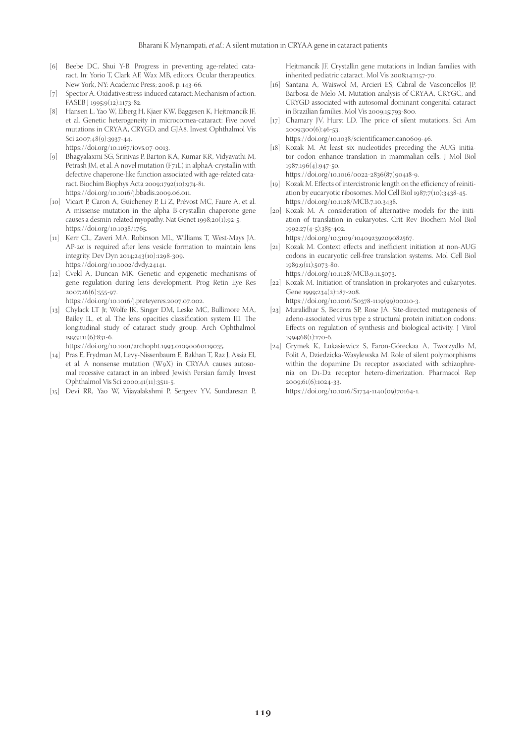[6] Beebe DC, Shui Y-B. Progress in preventing age-related cataract. In: Yorio T, Clark AF, Wax MB, editors. Ocular therapeutics. New York, NY: Academic Press; 2008. p. 143-66.

[7] Spector A. Oxidative stress-induced cataract: Mechanism of action. FASEB J 1995;9(12):1173-82.

[8] Hansen L, Yao W, Eiberg H, Kjaer KW, Baggesen K, Hejtmancik JF, et al. Genetic heterogeneity in microcornea-cataract: Five novel mutations in CRYAA, CRYGD, and GJA8. Invest Ophthalmol Vis Sci 2007;48(9):3937-44.
https://doi.org/10.1167/iovs.07-0013.

[9] Bhagyalaxmi SG, Srinivas P, Barton KA, Kumar KR, Vidyavathi M, Petrash JM, et al. A novel mutation (F71L) in alphaA-crystallin with defective chaperone-like function associated with age-related cataract. Biochim Biophys Acta 2009;1792(10):974-81.
https://doi.org/10.1016/j.bbadis.2009.06.011.

[10] Vicart P, Caron A, Guicheney P, Li Z, Prévost MC, Faure A, et al. A missense mutation in the alpha B-crystallin chaperone gene causes a desmin-related myopathy. Nat Genet 1998;20(1):92-5.
https://doi.org/10.1038/1765.

[11] Kerr CL, Zaveri MA, Robinson ML, Williams T, West-Mays JA. AP-2α is required after lens vesicle formation to maintain lens integrity. Dev Dyn 2014;243(10):1298-309.
https://doi.org/10.1002/dvdy.24141.

[12] Cvekl A, Duncan MK. Genetic and epigenetic mechanisms of gene regulation during lens development. Prog Retin Eye Res 2007;26(6):555-97.
https://doi.org/10.1016/j.preteyeres.2007.07.002.

[13] Chylack LT Jr, Wolfe JK, Singer DM, Leske MC, Bullimore MA, Bailey IL, et al. The lens opacities classification system III. The longitudinal study of cataract study group. Arch Ophthalmol 1993;111(6):831-6.
https://doi.org/10.1001/archopht.1993.01090060119035.

[14] Pras E, Frydman M, Levy-Nissenbaum E, Bakhan T, Raz J, Assia EI, et al. A nonsense mutation (W9X) in CRYAA causes autosomal recessive cataract in an inbred Jewish Persian family. Invest Ophthalmol Vis Sci 2000;41(11):3511-5.

[15] Devi RR, Yao W, Vijayalakshmi P, Sergeev YV, Sundaresan P, Hejtmancik JF. Crystallin gene mutations in Indian families with inherited pediatric cataract. Mol Vis 2008;14:1157-70.

[16] Santana A, Waiswol M, Arcieri ES, Cabral de Vasconcellos JP, Barbosa de Melo M. Mutation analysis of CRYAA, CRYGC, and CRYGD associated with autosomal dominant congenital cataract in Brazilian families. Mol Vis 2009;15:793-800.

[17] Chamary JV, Hurst LD. The price of silent mutations. Sci Am 2009;300(6):46-53.
https://doi.org/10.1038/scientificamerican0609-46.

[18] Kozak M. At least six nucleotides preceding the AUG initiator codon enhance translation in mammalian cells. J Mol Biol 1987;196(4):947-50.
https://doi.org/10.1016/0022-2836(87)90418-9.

[19] Kozak M. Effects of intercistronic length on the efficiency of reinitiation by eucaryotic ribosomes. Mol Cell Biol 1987;7(10):3438-45.
https://doi.org/10.1128/MCB.7.10.3438.

[20] Kozak M. A consideration of alternative models for the initiation of translation in eukaryotes. Crit Rev Biochem Mol Biol 1992;27(4-5):385-402.
https://doi.org/10.3109/10409239209082567.

[21] Kozak M. Context effects and inefficient initiation at non-AUG codons in eucaryotic cell-free translation systems. Mol Cell Biol 1989;9(11):5073-80.
https://doi.org/10.1128/MCB.9.11.5073.

[22] Kozak M. Initiation of translation in prokaryotes and eukaryotes. Gene 1999;234(2):187-208.
https://doi.org/10.1016/S0378-1119(99)00210-3.

[23] Muralidhar S, Becerra SP, Rose JA. Site-directed mutagenesis of adeno-associated virus type 2 structural protein initiation codons: Effects on regulation of synthesis and biological activity. J Virol 1994;68(1):170-6.

[24] Grymek K, Łukasiewicz S, Faron-Góreckaa A, Tworzydlo M, Polit A, Dziedzicka-Wasylewska M. Role of silent polymorphisms within the dopamine D1 receptor associated with schizophrenia on D1-D2 receptor hetero-dimerization. Pharmacol Rep 2009;61(6):1024-33.
https://doi.org/10.1016/S1734-1140(09)70164-1.